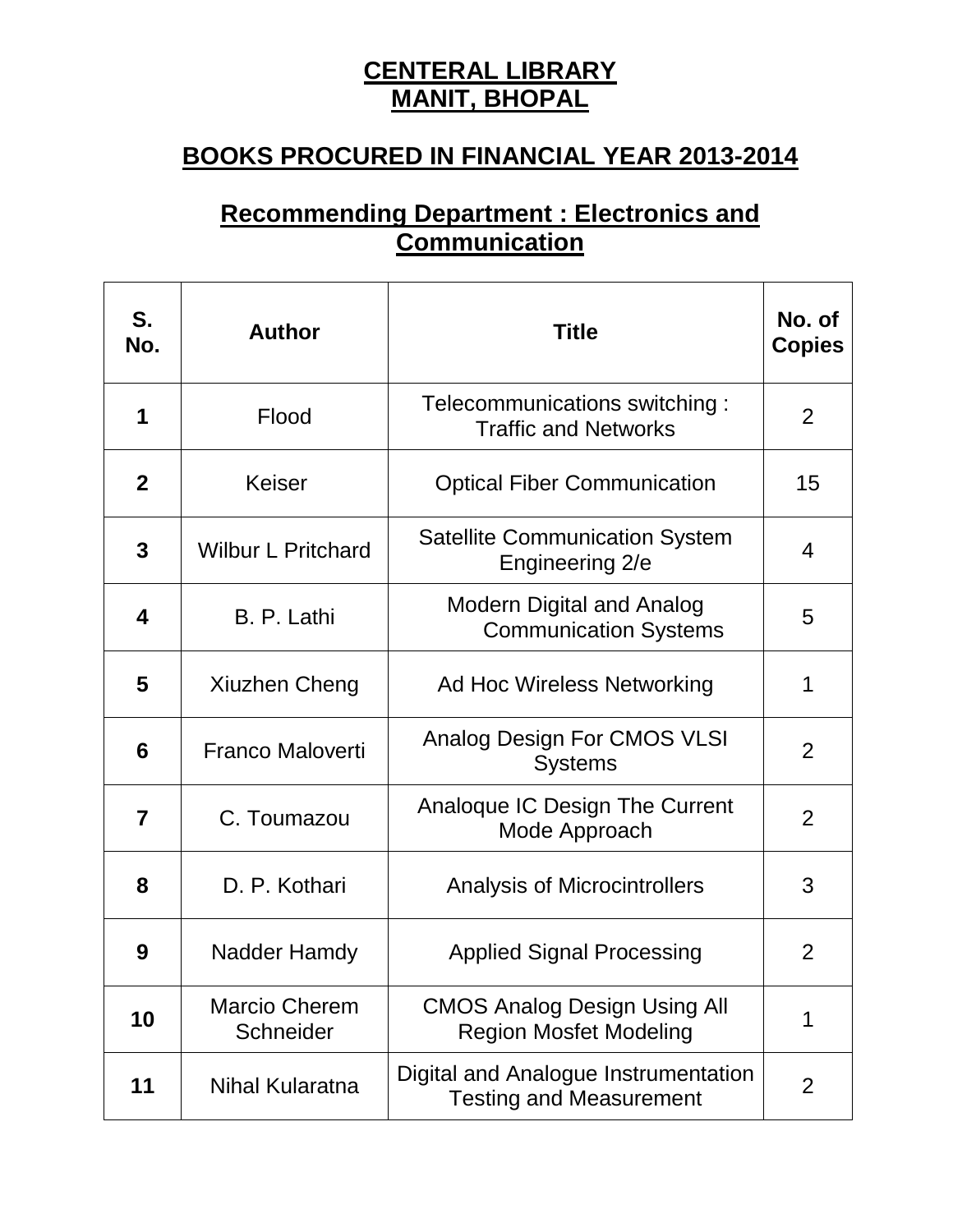# CENTERAL LIBRARY
# MANIT, BHOPAL

## BOOKS PROCURED IN FINANCIAL YEAR 2013-2014

### Recommending Department : Electronics and Communication

| S. No. | Author | Title | No. of Copies |
|---|---|---|---|
| **1** | Flood | Telecommunications switching : Traffic and Networks | 2 |
| **2** | Keiser | Optical Fiber Communication | 15 |
| **3** | Wilbur L Pritchard | Satellite Communication System Engineering 2/e | 4 |
| **4** | B. P. Lathi | Modern Digital and Analog Communication Systems | 5 |
| **5** | Xiuzhen Cheng | Ad Hoc Wireless Networking | 1 |
| **6** | Franco Maloverti | Analog Design For CMOS VLSI Systems | 2 |
| **7** | C. Toumazou | Analoque IC Design The Current Mode Approach | 2 |
| **8** | D. P. Kothari | Analysis of Microcintrollers | 3 |
| **9** | Nadder Hamdy | Applied Signal Processing | 2 |
| **10** | Marcio Cherem Schneider | CMOS Analog Design Using All Region Mosfet Modeling | 1 |
| **11** | Nihal Kularatna | Digital and Analogue Instrumentation Testing and Measurement | 2 |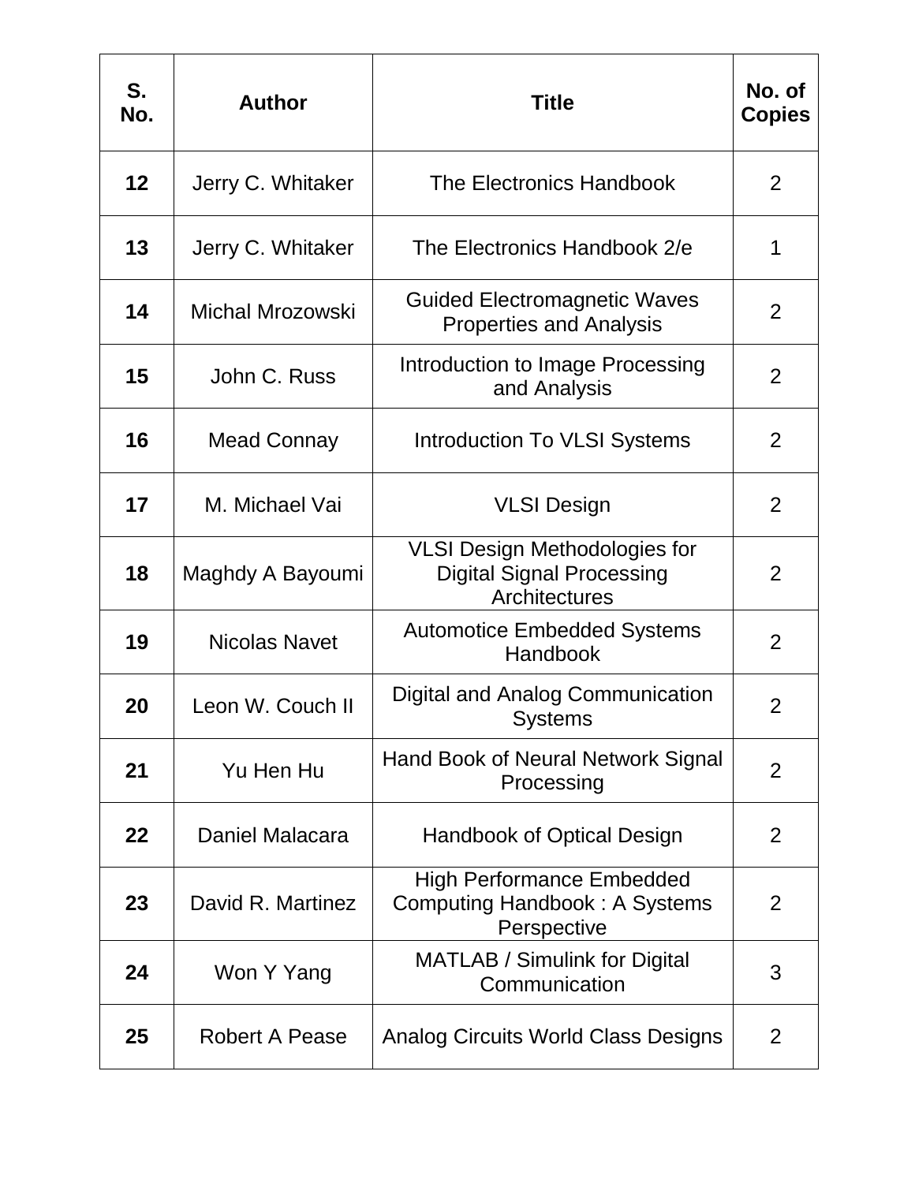| S. No. | Author | Title | No. of Copies |
|---|---|---|---|
| **12** | Jerry C. Whitaker | The Electronics Handbook | 2 |
| **13** | Jerry C. Whitaker | The Electronics Handbook 2/e | 1 |
| **14** | Michal Mrozowski | Guided Electromagnetic Waves Properties and Analysis | 2 |
| **15** | John C. Russ | Introduction to Image Processing and Analysis | 2 |
| **16** | Mead Connay | Introduction To VLSI Systems | 2 |
| **17** | M. Michael Vai | VLSI Design | 2 |
| **18** | Maghdy A Bayoumi | VLSI Design Methodologies for Digital Signal Processing Architectures | 2 |
| **19** | Nicolas Navet | Automotice Embedded Systems Handbook | 2 |
| **20** | Leon W. Couch II | Digital and Analog Communication Systems | 2 |
| **21** | Yu Hen Hu | Hand Book of Neural Network Signal Processing | 2 |
| **22** | Daniel Malacara | Handbook of Optical Design | 2 |
| **23** | David R. Martinez | High Performance Embedded Computing Handbook : A Systems Perspective | 2 |
| **24** | Won Y Yang | MATLAB / Simulink for Digital Communication | 3 |
| **25** | Robert A Pease | Analog Circuits World Class Designs | 2 |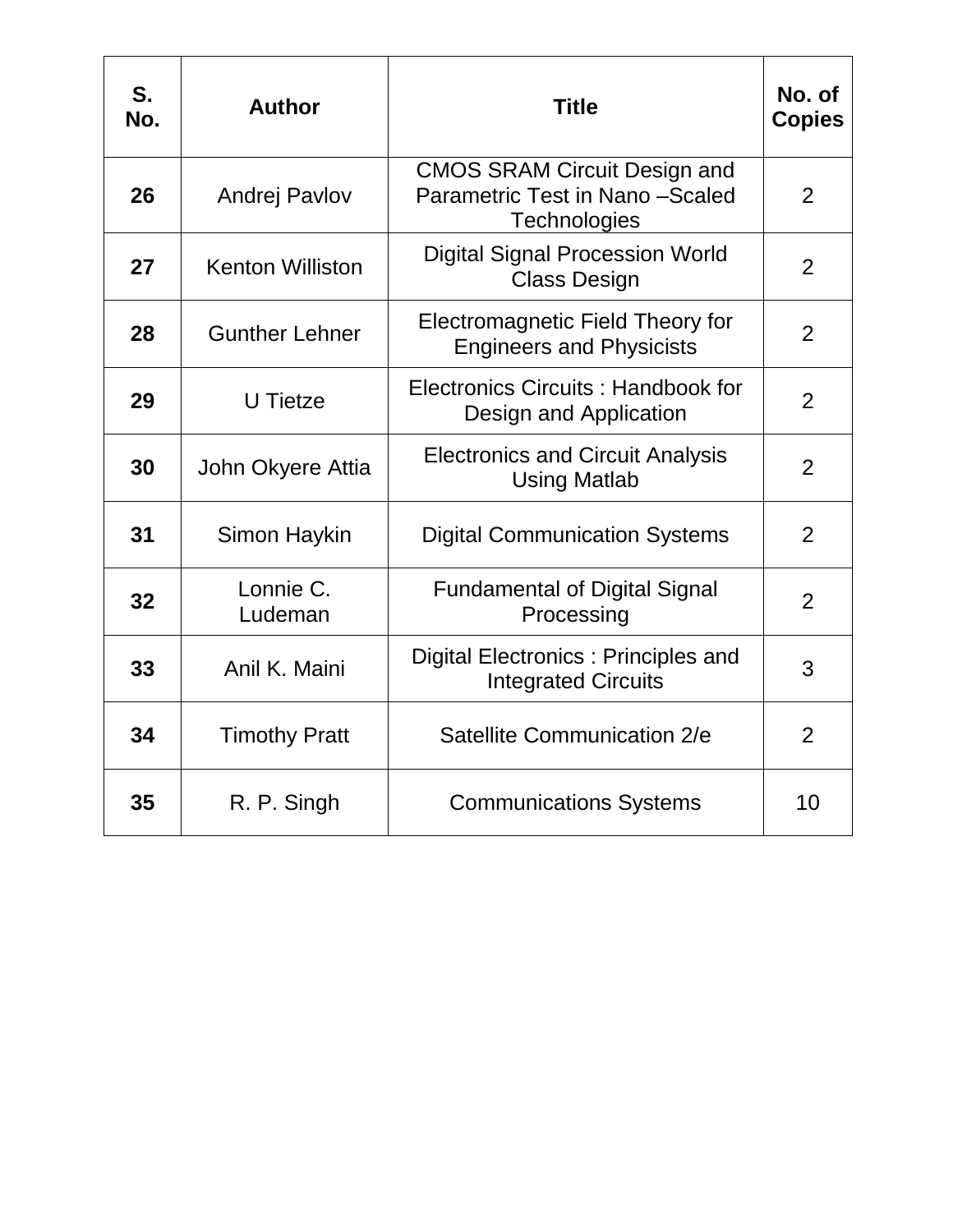| S. No. | Author | Title | No. of Copies |
|---|---|---|---|
| **26** | Andrej Pavlov | CMOS SRAM Circuit Design and Parametric Test in Nano –Scaled Technologies | 2 |
| **27** | Kenton Williston | Digital Signal Procession World Class Design | 2 |
| **28** | Gunther Lehner | Electromagnetic Field Theory for Engineers and Physicists | 2 |
| **29** | U Tietze | Electronics Circuits : Handbook for Design and Application | 2 |
| **30** | John Okyere Attia | Electronics and Circuit Analysis Using Matlab | 2 |
| **31** | Simon Haykin | Digital Communication Systems | 2 |
| **32** | Lonnie C. Ludeman | Fundamental of Digital Signal Processing | 2 |
| **33** | Anil K. Maini | Digital Electronics : Principles and Integrated Circuits | 3 |
| **34** | Timothy Pratt | Satellite Communication 2/e | 2 |
| **35** | R. P. Singh | Communications Systems | 10 |